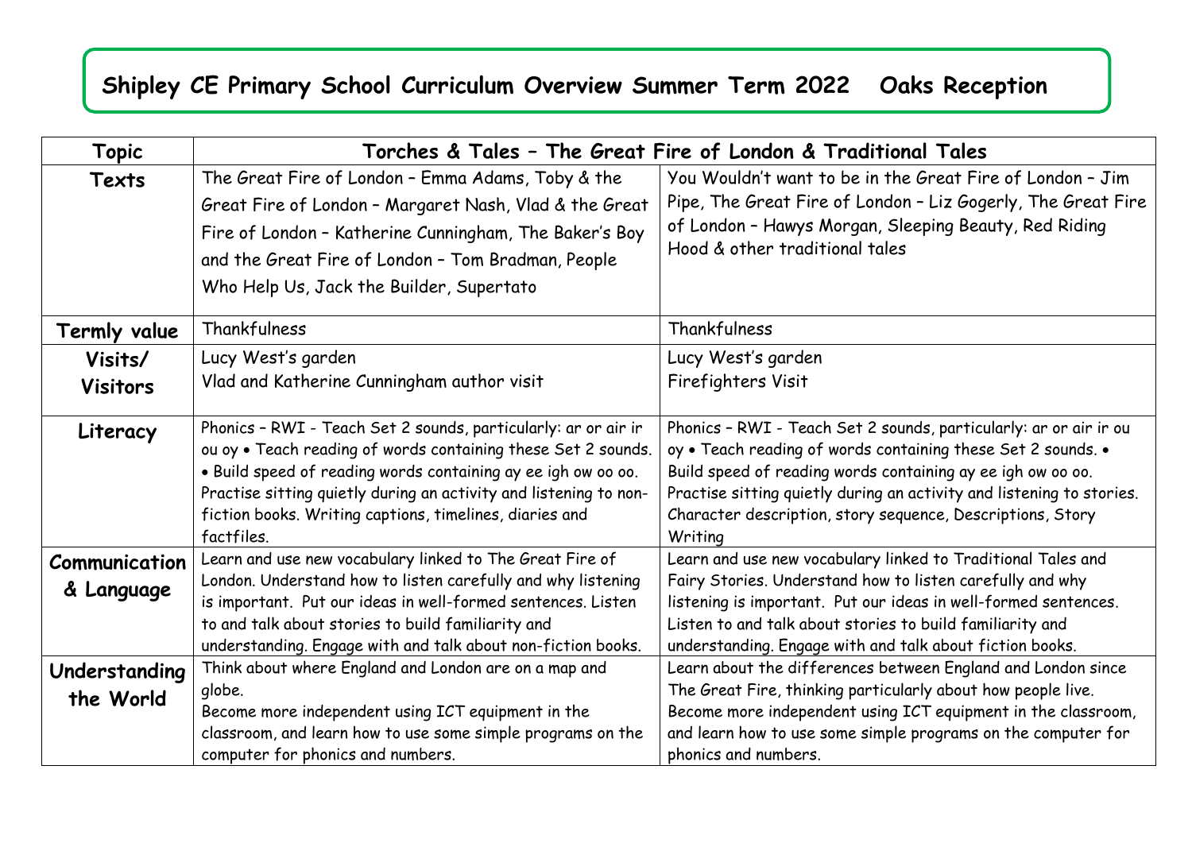# Shipley CE Primary School Curriculum Overview Summer Term 2022 Oaks Reception

| Topic | Torches & Tales – The Great Fire of London & Traditional Tales | |
|---|---|---|
| **Texts** | The Great Fire of London – Emma Adams, Toby & the Great Fire of London – Margaret Nash, Vlad & the Great Fire of London – Katherine Cunningham, The Baker's Boy and the Great Fire of London – Tom Bradman, People Who Help Us, Jack the Builder, Supertato | You Wouldn't want to be in the Great Fire of London – Jim Pipe, The Great Fire of London – Liz Gogerly, The Great Fire of London – Hawys Morgan, Sleeping Beauty, Red Riding Hood & other traditional tales |
| **Termly value** | Thankfulness | Thankfulness |
| **Visits/ Visitors** | Lucy West's garden<br>Vlad and Katherine Cunningham author visit | Lucy West's garden<br>Firefighters Visit |
| **Literacy** | Phonics – RWI - Teach Set 2 sounds, particularly: ar or air ir ou oy • Teach reading of words containing these Set 2 sounds. • Build speed of reading words containing ay ee igh ow oo oo. Practise sitting quietly during an activity and listening to non-fiction books. Writing captions, timelines, diaries and factfiles. | Phonics – RWI - Teach Set 2 sounds, particularly: ar or air ir ou oy • Teach reading of words containing these Set 2 sounds. • Build speed of reading words containing ay ee igh ow oo oo. Practise sitting quietly during an activity and listening to stories. Character description, story sequence, Descriptions, Story Writing |
| **Communication & Language** | Learn and use new vocabulary linked to The Great Fire of London. Understand how to listen carefully and why listening is important. Put our ideas in well-formed sentences. Listen to and talk about stories to build familiarity and understanding. Engage with and talk about non-fiction books. | Learn and use new vocabulary linked to Traditional Tales and Fairy Stories. Understand how to listen carefully and why listening is important. Put our ideas in well-formed sentences. Listen to and talk about stories to build familiarity and understanding. Engage with and talk about fiction books. |
| **Understanding the World** | Think about where England and London are on a map and globe.<br>Become more independent using ICT equipment in the classroom, and learn how to use some simple programs on the computer for phonics and numbers. | Learn about the differences between England and London since The Great Fire, thinking particularly about how people live.<br>Become more independent using ICT equipment in the classroom, and learn how to use some simple programs on the computer for phonics and numbers. |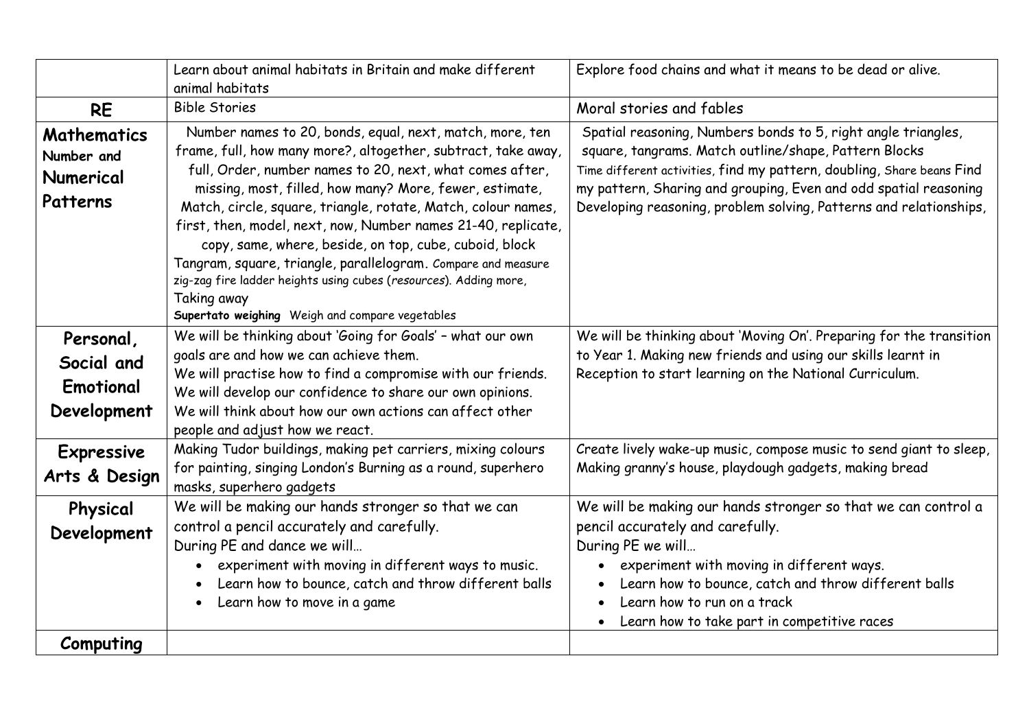| | | |
|---|---|---|
| | Learn about animal habitats in Britain and make different animal habitats | Explore food chains and what it means to be dead or alive. |
| **RE** | Bible Stories | Moral stories and fables |
| **Mathematics** **Number and Numerical Patterns** | Number names to 20, bonds, equal, next, match, more, ten frame, full, how many more?, altogether, subtract, take away, full, Order, number names to 20, next, what comes after, missing, most, filled, how many? More, fewer, estimate, Match, circle, square, triangle, rotate, Match, colour names, first, then, model, next, now, Number names 21-40, replicate, copy, same, where, beside, on top, cube, cuboid, block Tangram, square, triangle, parallelogram. Compare and measure zig-zag fire ladder heights using cubes (*resources*). Adding more, Taking away **Supertato weighing** Weigh and compare vegetables | Spatial reasoning, Numbers bonds to 5, right angle triangles, square, tangrams. Match outline/shape, Pattern Blocks Time different activities, find my pattern, doubling, Share beans Find my pattern, Sharing and grouping, Even and odd spatial reasoning Developing reasoning, problem solving, Patterns and relationships, |
| **Personal, Social and Emotional Development** | We will be thinking about 'Going for Goals' – what our own goals are and how we can achieve them. We will practise how to find a compromise with our friends. We will develop our confidence to share our own opinions. We will think about how our own actions can affect other people and adjust how we react. | We will be thinking about 'Moving On'. Preparing for the transition to Year 1. Making new friends and using our skills learnt in Reception to start learning on the National Curriculum. |
| **Expressive Arts & Design** | Making Tudor buildings, making pet carriers, mixing colours for painting, singing London's Burning as a round, superhero masks, superhero gadgets | Create lively wake-up music, compose music to send giant to sleep, Making granny's house, playdough gadgets, making bread |
| **Physical Development** | We will be making our hands stronger so that we can control a pencil accurately and carefully. During PE and dance we will… <br>• experiment with moving in different ways to music. <br>• Learn how to bounce, catch and throw different balls <br>• Learn how to move in a game | We will be making our hands stronger so that we can control a pencil accurately and carefully. During PE we will… <br>• experiment with moving in different ways. <br>• Learn how to bounce, catch and throw different balls <br>• Learn how to run on a track <br>• Learn how to take part in competitive races |
| **Computing** | | |